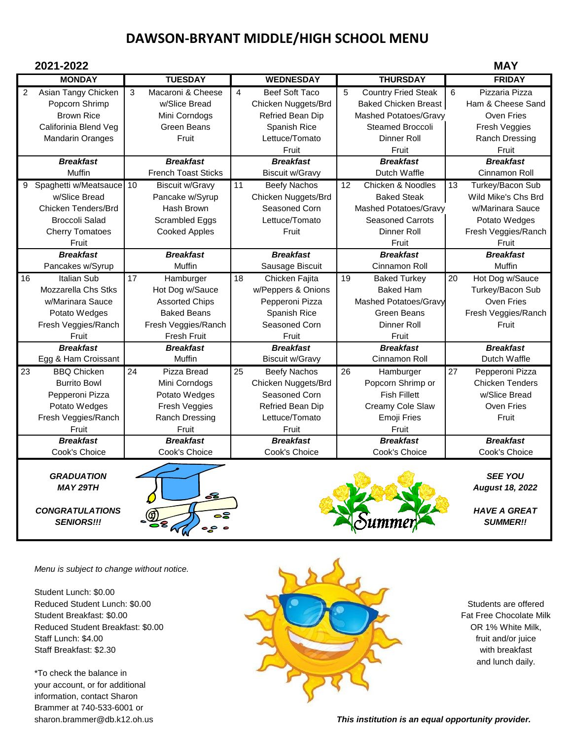# DAWSON-BRYANT MIDDLE/HIGH SCHOOL MENU

**2021-2022** **MAY**

| MONDAY | TUESDAY | WEDNESDAY | THURSDAY | FRIDAY |
|---|---|---|---|---|
| 2 Asian Tangy Chicken<br>Popcorn Shrimp<br>Brown Rice<br>Califorinia Blend Veg<br>Mandarin Oranges | 3 Macaroni & Cheese<br>w/Slice Bread<br>Mini Corndogs<br>Green Beans<br>Fruit | 4 Beef Soft Taco<br>Chicken Nuggets/Brd<br>Refried Bean Dip<br>Spanish Rice<br>Lettuce/Tomato<br>Fruit | 5 Country Fried Steak<br>Baked Chicken Breast<br>Mashed Potatoes/Gravy<br>Steamed Broccoli<br>Dinner Roll<br>Fruit | 6 Pizzaria Pizza<br>Ham & Cheese Sand<br>Oven Fries<br>Fresh Veggies<br>Ranch Dressing<br>Fruit |
| ***Breakfast***<br>Muffin | ***Breakfast***<br>French Toast Sticks | ***Breakfast***<br>Biscuit w/Gravy | ***Breakfast***<br>Dutch Waffle | ***Breakfast***<br>Cinnamon Roll |
| 9 Spaghetti w/Meatsauce<br>w/Slice Bread<br>Chicken Tenders/Brd<br>Broccoli Salad<br>Cherry Tomatoes<br>Fruit | 10 Biscuit w/Gravy<br>Pancake w/Syrup<br>Hash Brown<br>Scrambled Eggs<br>Cooked Apples | 11 Beefy Nachos<br>Chicken Nuggets/Brd<br>Seasoned Corn<br>Lettuce/Tomato<br>Fruit | 12 Chicken & Noodles<br>Baked Steak<br>Mashed Potatoes/Gravy<br>Seasoned Carrots<br>Dinner Roll<br>Fruit | 13 Turkey/Bacon Sub<br>Wild Mike's Chs Brd<br>w/Marinara Sauce<br>Potato Wedges<br>Fresh Veggies/Ranch<br>Fruit |
| ***Breakfast***<br>Pancakes w/Syrup | ***Breakfast***<br>Muffin | ***Breakfast***<br>Sausage Biscuit | ***Breakfast***<br>Cinnamon Roll | ***Breakfast***<br>Muffin |
| 16 Italian Sub<br>Mozzarella Chs Stks<br>w/Marinara Sauce<br>Potato Wedges<br>Fresh Veggies/Ranch<br>Fruit | 17 Hamburger<br>Hot Dog w/Sauce<br>Assorted Chips<br>Baked Beans<br>Fresh Veggies/Ranch<br>Fresh Fruit | 18 Chicken Fajita<br>w/Peppers & Onions<br>Pepperoni Pizza<br>Spanish Rice<br>Seasoned Corn<br>Fruit | 19 Baked Turkey<br>Baked Ham<br>Mashed Potatoes/Gravy<br>Green Beans<br>Dinner Roll<br>Fruit | 20 Hot Dog w/Sauce<br>Turkey/Bacon Sub<br>Oven Fries<br>Fresh Veggies/Ranch<br>Fruit |
| ***Breakfast***<br>Egg & Ham Croissant | ***Breakfast***<br>Muffin | ***Breakfast***<br>Biscuit w/Gravy | ***Breakfast***<br>Cinnamon Roll | ***Breakfast***<br>Dutch Waffle |
| 23 BBQ Chicken<br>Burrito Bowl<br>Pepperoni Pizza<br>Potato Wedges<br>Fresh Veggies/Ranch<br>Fruit | 24 Pizza Bread<br>Mini Corndogs<br>Potato Wedges<br>Fresh Veggies<br>Ranch Dressing<br>Fruit | 25 Beefy Nachos<br>Chicken Nuggets/Brd<br>Seasoned Corn<br>Refried Bean Dip<br>Lettuce/Tomato<br>Fruit | 26 Hamburger<br>Popcorn Shrimp or<br>Fish Fillett<br>Creamy Cole Slaw<br>Emoji Fries<br>Fruit | 27 Pepperoni Pizza<br>Chicken Tenders<br>w/Slice Bread<br>Oven Fries<br>Fruit |
| ***Breakfast***<br>Cook's Choice | ***Breakfast***<br>Cook's Choice | ***Breakfast***<br>Cook's Choice | ***Breakfast***<br>Cook's Choice | ***Breakfast***<br>Cook's Choice |

***GRADUATION MAY 29TH***

***CONGRATULATIONS SENIORS!!!***

***SEE YOU August 18, 2022***

***HAVE A GREAT SUMMER!!***

*Menu is subject to change without notice.*

Student Lunch: $0.00
Reduced Student Lunch: $0.00
Student Breakfast: $0.00
Reduced Student Breakfast: $0.00
Staff Lunch: $4.00
Staff Breakfast: $2.30

*To check the balance in your account, or for additional information, contact Sharon Brammer at 740-533-6001 or sharon.brammer@db.k12.oh.us

Students are offered Fat Free Chocolate Milk OR 1% White Milk, fruit and/or juice with breakfast and lunch daily.

***This institution is an equal opportunity provider.***